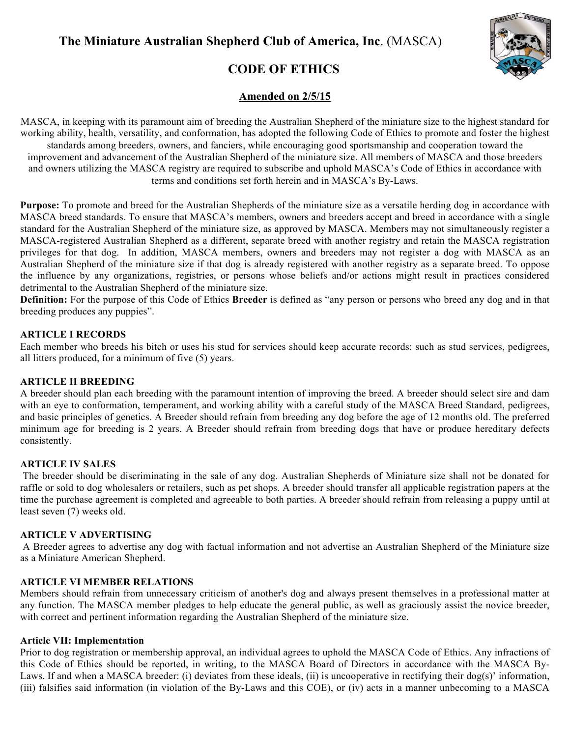# **The Miniature Australian Shepherd Club of America, Inc**. (MASCA)

## CODE OF ETHICS

**Amended on 2/5/15**

MASCA, in keeping with its paramount aim of breeding the Australian Shepherd of the miniature size to the highest standard for working ability, health, versatility, and conformation, has adopted the following Code of Ethics to promote and foster the highest standards among breeders, owners, and fanciers, while encouraging good sportsmanship and cooperation toward the improvement and advancement of the Australian Shepherd of the miniature size. All members of MASCA and those breeders and owners utilizing the MASCA registry are required to subscribe and uphold MASCA's Code of Ethics in accordance with terms and conditions set forth herein and in MASCA's By-Laws.

**Purpose:** To promote and breed for the Australian Shepherds of the miniature size as a versatile herding dog in accordance with MASCA breed standards. To ensure that MASCA's members, owners and breeders accept and breed in accordance with a single standard for the Australian Shepherd of the miniature size, as approved by MASCA. Members may not simultaneously register a MASCA-registered Australian Shepherd as a different, separate breed with another registry and retain the MASCA registration privileges for that dog. In addition, MASCA members, owners and breeders may not register a dog with MASCA as an Australian Shepherd of the miniature size if that dog is already registered with another registry as a separate breed. To oppose the influence by any organizations, registries, or persons whose beliefs and/or actions might result in practices considered detrimental to the Australian Shepherd of the miniature size.

**Definition:** For the purpose of this Code of Ethics **Breeder** is defined as "any person or persons who breed any dog and in that breeding produces any puppies".

**ARTICLE I RECORDS**

Each member who breeds his bitch or uses his stud for services should keep accurate records: such as stud services, pedigrees, all litters produced, for a minimum of five (5) years.

**ARTICLE II BREEDING**

A breeder should plan each breeding with the paramount intention of improving the breed. A breeder should select sire and dam with an eye to conformation, temperament, and working ability with a careful study of the MASCA Breed Standard, pedigrees, and basic principles of genetics. A Breeder should refrain from breeding any dog before the age of 12 months old. The preferred minimum age for breeding is 2 years. A Breeder should refrain from breeding dogs that have or produce hereditary defects consistently.

**ARTICLE IV SALES**

The breeder should be discriminating in the sale of any dog. Australian Shepherds of Miniature size shall not be donated for raffle or sold to dog wholesalers or retailers, such as pet shops. A breeder should transfer all applicable registration papers at the time the purchase agreement is completed and agreeable to both parties. A breeder should refrain from releasing a puppy until at least seven (7) weeks old.

**ARTICLE V ADVERTISING**

A Breeder agrees to advertise any dog with factual information and not advertise an Australian Shepherd of the Miniature size as a Miniature American Shepherd.

**ARTICLE VI MEMBER RELATIONS**

Members should refrain from unnecessary criticism of another's dog and always present themselves in a professional matter at any function. The MASCA member pledges to help educate the general public, as well as graciously assist the novice breeder, with correct and pertinent information regarding the Australian Shepherd of the miniature size.

**Article VII: Implementation**

Prior to dog registration or membership approval, an individual agrees to uphold the MASCA Code of Ethics. Any infractions of this Code of Ethics should be reported, in writing, to the MASCA Board of Directors in accordance with the MASCA By-Laws. If and when a MASCA breeder: (i) deviates from these ideals, (ii) is uncooperative in rectifying their dog(s)' information, (iii) falsifies said information (in violation of the By-Laws and this COE), or (iv) acts in a manner unbecoming to a MASCA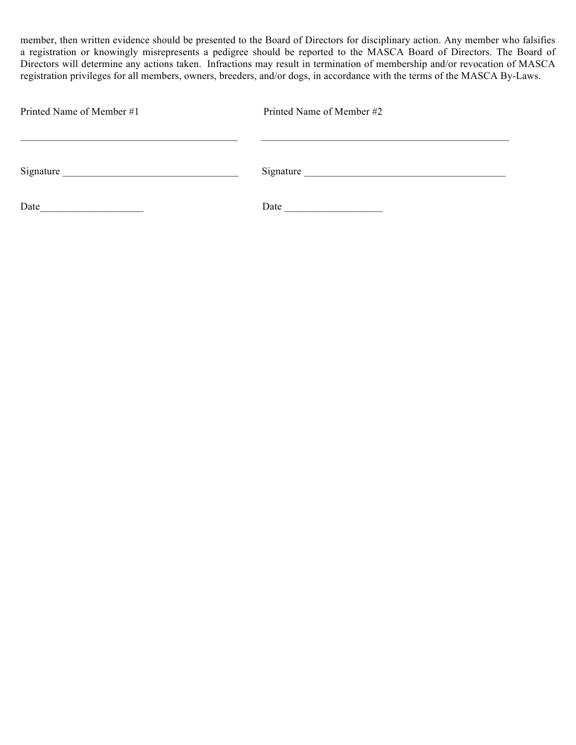member, then written evidence should be presented to the Board of Directors for disciplinary action. Any member who falsifies a registration or knowingly misrepresents a pedigree should be reported to the MASCA Board of Directors. The Board of Directors will determine any actions taken. Infractions may result in termination of membership and/or revocation of MASCA registration privileges for all members, owners, breeders, and/or dogs, in accordance with the terms of the MASCA By-Laws.

| Printed Name of Member #1 | Printed Name of Member #2 |
|---|---|
| ___________________________________________ | _________________________________________________ |
| Signature __________________________________ | Signature _______________________________________ |
| Date____________________ | Date ___________________ |